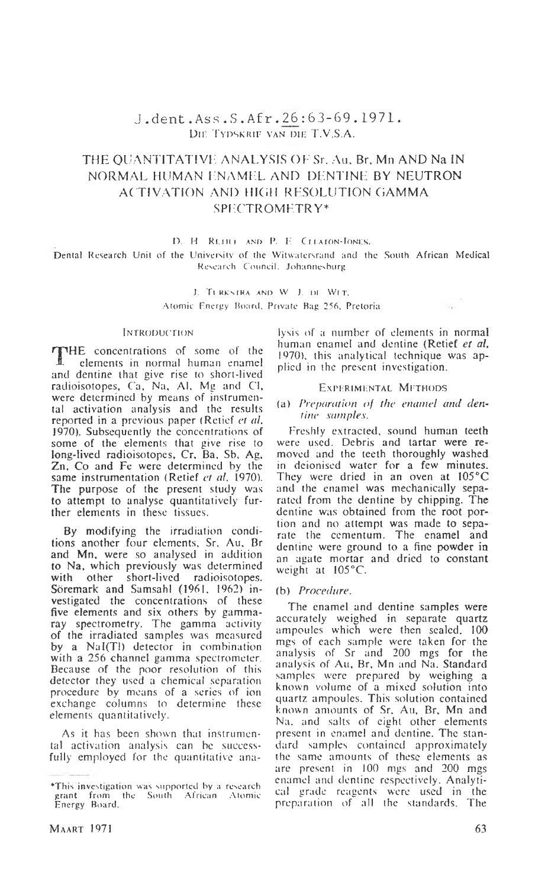# THE QUANTITATIVE ANALYSIS OF Sr, Au, Br, Mn AND Na IN NORMAL HUMAN ENAMEL AND DENTINE BY NEUTRON ACTIVATION AND HIGH RESOLUTION GAMMA SPECTROMETRY*

D. H. RETIEF AND P. E. CLEATON-JONES,
Dental Research Unit of the University of the Witwatersrand and the South African Medical Research Council, Johannesburg

J. TURKSTRA AND W. J. DE WET,
Atomic Energy Board, Private Bag 256, Pretoria

## INTRODUCTION

THE concentrations of some of the elements in normal human enamel and dentine that give rise to short-lived radioisotopes, Ca, Na, Al, Mg and Cl, were determined by means of instrumental activation analysis and the results reported in a previous paper (Retief *et al.* 1970). Subsequently the concentrations of some of the elements that give rise to long-lived radioisotopes, Cr, Ba, Sb, Ag, Zn, Co and Fe were determined by the same instrumentation (Retief *et al.* 1970). The purpose of the present study was to attempt to analyse quantitatively further elements in these tissues.

By modifying the irradiation conditions another four elements, Sr, Au, Br and Mn, were so analysed in addition to Na, which previously was determined with other short-lived radioisotopes. Söremark and Samsahl (1961, 1962) investigated the concentrations of these five elements and six others by gamma-ray spectrometry. The gamma activity of the irradiated samples was measured by a NaI(Tl) detector in combination with a 256 channel gamma spectrometer. Because of the poor resolution of this detector they used a chemical separation procedure by means of a series of ion exchange columns to determine these elements quantitatively.

As it has been shown that instrumental activation analysis can be successfully employed for the quantitative analysis of a number of elements in normal human enamel and dentine (Retief *et al.* 1970), this analytical technique was applied in the present investigation.

## EXPERIMENTAL METHODS

### (a) *Preparation of the enamel and dentine samples.*

Freshly extracted, sound human teeth were used. Debris and tartar were removed and the teeth thoroughly washed in deionised water for a few minutes. They were dried in an oven at 105°C and the enamel was mechanically separated from the dentine by chipping. The dentine was obtained from the root portion and no attempt was made to separate the cementum. The enamel and dentine were ground to a fine powder in an agate mortar and dried to constant weight at 105°C.

### (b) *Procedure.*

The enamel and dentine samples were accurately weighed in separate quartz ampoules which were then sealed. 100 mgs of each sample were taken for the analysis of Sr and 200 mgs for the analysis of Au, Br, Mn and Na. Standard samples were prepared by weighing a known volume of a mixed solution into quartz ampoules. This solution contained known amounts of Sr, Au, Br, Mn and Na, and salts of eight other elements present in enamel and dentine. The standard samples contained approximately the same amounts of these elements as are present in 100 mgs and 200 mgs enamel and dentine respectively. Analytical grade reagents were used in the preparation of all the standards. The

*This investigation was supported by a research grant from the South African Atomic Energy Board.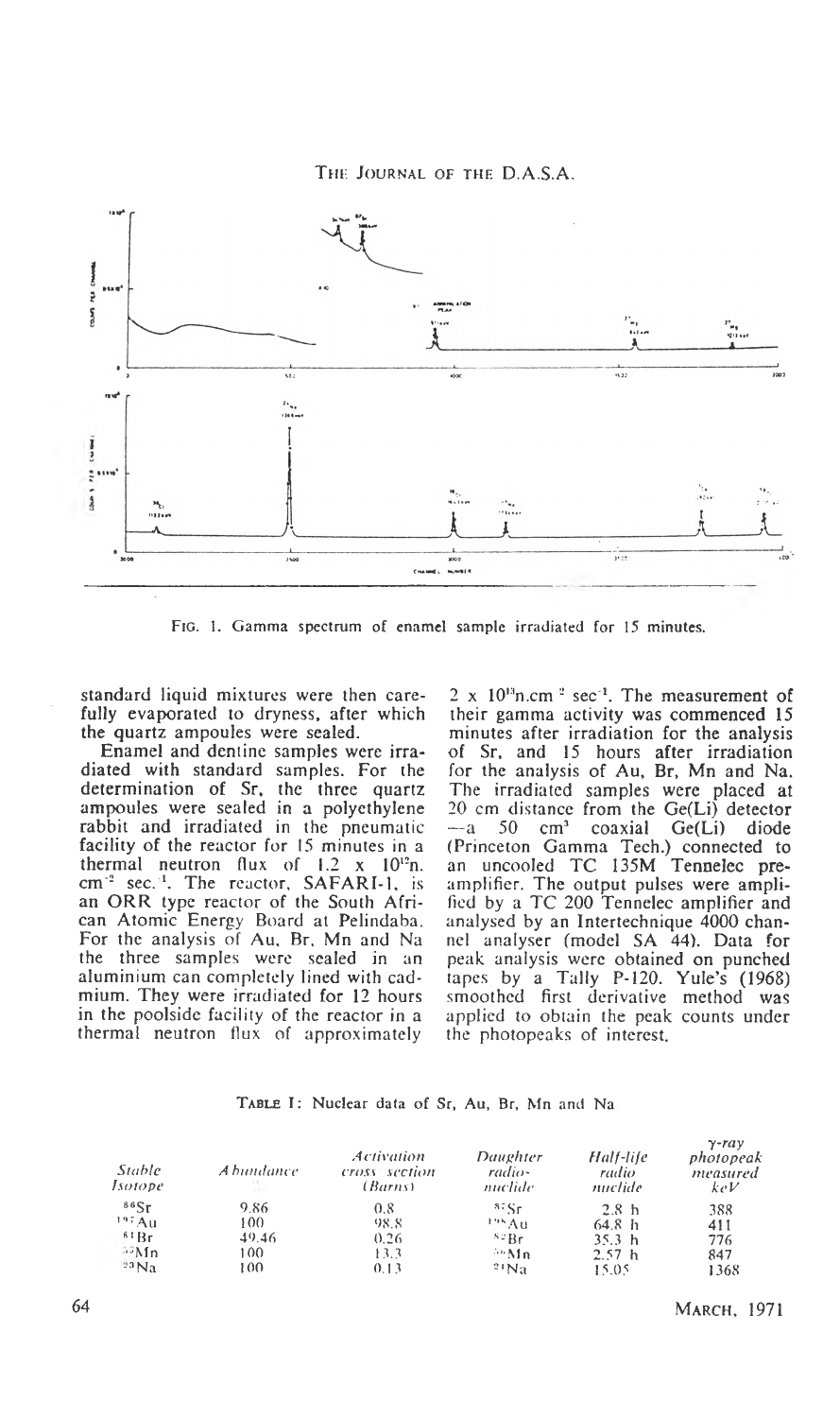FIG. 1. Gamma spectrum of enamel sample irradiated for 15 minutes.

standard liquid mixtures were then carefully evaporated to dryness, after which the quartz ampoules were sealed.

Enamel and dentine samples were irradiated with standard samples. For the determination of Sr, the three quartz ampoules were sealed in a polyethylene rabbit and irradiated in the pneumatic facility of the reactor for 15 minutes in a thermal neutron flux of $1.2 \times 10^{12}$n. cm$^{-2}$ sec.$^{-1}$. The reactor, SAFARI-1, is an ORR type reactor of the South African Atomic Energy Board at Pelindaba. For the analysis of Au, Br, Mn and Na the three samples were sealed in an aluminium can completely lined with cadmium. They were irradiated for 12 hours in the poolside facility of the reactor in a thermal neutron flux of approximately $2 \times 10^{13}$n.cm$^{-2}$ sec$^{-1}$. The measurement of their gamma activity was commenced 15 minutes after irradiation for the analysis of Sr, and 15 hours after irradiation for the analysis of Au, Br, Mn and Na. The irradiated samples were placed at 20 cm distance from the Ge(Li) detector —a 50 cm$^3$ coaxial Ge(Li) diode (Princeton Gamma Tech.) connected to an uncooled TC 135M Tennelec preamplifier. The output pulses were amplified by a TC 200 Tennelec amplifier and analysed by an Intertechnique 4000 channel analyser (model SA 44). Data for peak analysis were obtained on punched tapes by a Tally P-120. Yule's (1968) smoothed first derivative method was applied to obtain the peak counts under the photopeaks of interest.

TABLE I: Nuclear data of Sr, Au, Br, Mn and Na

| *Stable Isotope* | *Abundance* | *Activation cross section (Barns)* | *Daughter radio-nuclide* | *Half-life radio nuclide* | *γ-ray photopeak measured keV* |
|---|---|---|---|---|---|
| $^{86}$Sr | 9.86 | 0.8 | $^{87}$Sr | 2.8 h | 388 |
| $^{197}$Au | 100 | 98.8 | $^{198}$Au | 64.8 h | 411 |
| $^{81}$Br | 49.46 | 0.26 | $^{82}$Br | 35.3 h | 776 |
| $^{55}$Mn | 100 | 13.3 | $^{56}$Mn | 2.57 h | 847 |
| $^{23}$Na | 100 | 0.13 | $^{24}$Na | 15.05 | 1368 |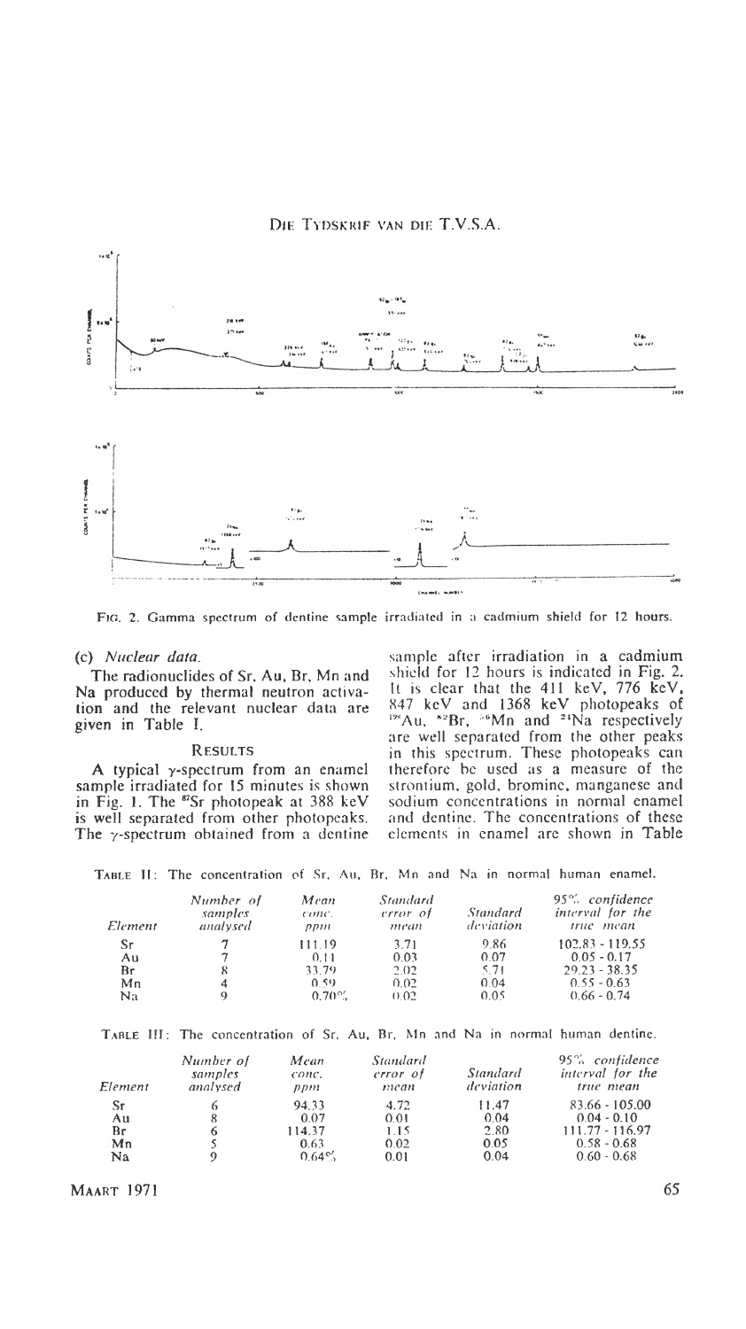FIG. 2. Gamma spectrum of dentine sample irradiated in a cadmium shield for 12 hours.

### (c) *Nuclear data.*

The radionuclides of Sr, Au, Br, Mn and Na produced by thermal neutron activation and the relevant nuclear data are given in Table I.

## RESULTS

A typical γ-spectrum from an enamel sample irradiated for 15 minutes is shown in Fig. 1. The $^{87}$Sr photopeak at 388 keV is well separated from other photopeaks. The γ-spectrum obtained from a dentine sample after irradiation in a cadmium shield for 12 hours is indicated in Fig. 2. It is clear that the 411 keV, 776 keV, 847 keV and 1368 keV photopeaks of $^{198}$Au, $^{82}$Br, $^{56}$Mn and $^{24}$Na respectively are well separated from the other peaks in this spectrum. These photopeaks can therefore be used as a measure of the strontium, gold, bromine, manganese and sodium concentrations in normal enamel and dentine. The concentrations of these elements in enamel are shown in Table

TABLE II: The concentration of Sr, Au, Br, Mn and Na in normal human enamel.

| *Element* | *Number of samples analysed* | *Mean conc. ppm* | *Standard error of mean* | *Standard deviation* | *95% confidence interval for the true mean* |
|---|---|---|---|---|---|
| Sr | 7 | 111.19 | 3.71 | 9.86 | 102.83 - 119.55 |
| Au | 7 | 0.11 | 0.03 | 0.07 | 0.05 - 0.17 |
| Br | 8 | 33.79 | 2.02 | 5.71 | 29.23 - 38.35 |
| Mn | 4 | 0.59 | 0.02 | 0.04 | 0.55 - 0.63 |
| Na | 9 | 0.70% | 0.02 | 0.05 | 0.66 - 0.74 |

TABLE III: The concentration of Sr, Au, Br, Mn and Na in normal human dentine.

| *Element* | *Number of samples analysed* | *Mean conc. ppm* | *Standard error of mean* | *Standard deviation* | *95% confidence interval for the true mean* |
|---|---|---|---|---|---|
| Sr | 6 | 94.33 | 4.72 | 11.47 | 83.66 - 105.00 |
| Au | 8 | 0.07 | 0.01 | 0.04 | 0.04 - 0.10 |
| Br | 6 | 114.37 | 1.15 | 2.80 | 111.77 - 116.97 |
| Mn | 5 | 0.63 | 0.02 | 0.05 | 0.58 - 0.68 |
| Na | 9 | 0.64% | 0.01 | 0.04 | 0.60 - 0.68 |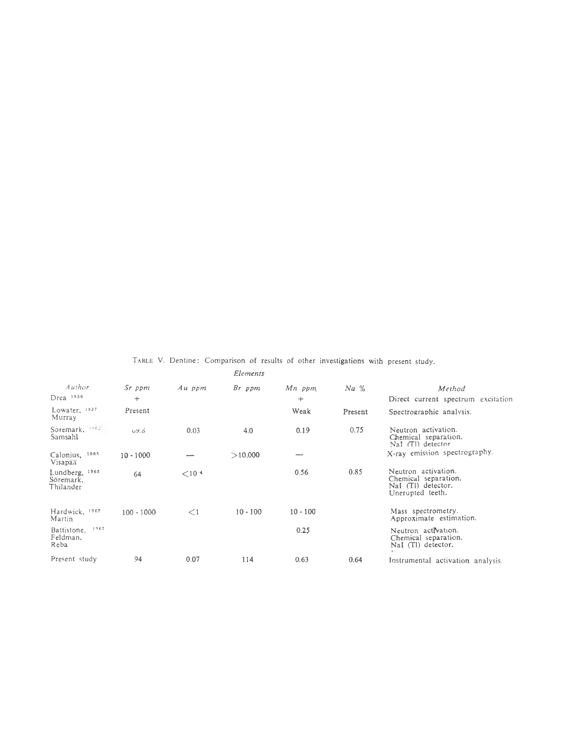TABLE V. Dentine: Comparison of results of other investigations with present study.

| Author | Sr ppm | Au ppm | Br ppm | Mn ppm | Na % | Method |
|---|---|---|---|---|---|---|
| | | | *Elements* | | | |
| Drea 1936 | + | | | + | | Direct current spectrum excitation |
| Lowater, 1937 Murray | Present | | | Weak | Present | Spectrographic analysis. |
| Soremark, 1962 Samsahl | 69.8 | 0.03 | 4.0 | 0.19 | 0.75 | Neutron activation. Chemical separation. NaI (Tl) detector |
| Calonius, 1965 Visapää | 10 - 1000 | — | >10,000 | — | | X-ray emission spectrography. |
| Lundberg, 1965 Söremark, Thilander | 64 | $<10^{-4}$ | | 0.56 | 0.85 | Neutron activation. Chemical separation. NaI (Tl) detector. Unerupted teeth. |
| Hardwick, 1967 Martin | 100 - 1000 | <1 | 10 - 100 | 10 - 100 | | Mass spectrometry. Approximate estimation. |
| Battistone, 1967 Feldman, Reba | | | | 0.25 | | Neutron activation. Chemical separation. NaI (Tl) detector. |
| Present study | 94 | 0.07 | 114 | 0.63 | 0.64 | Instrumental activation analysis. |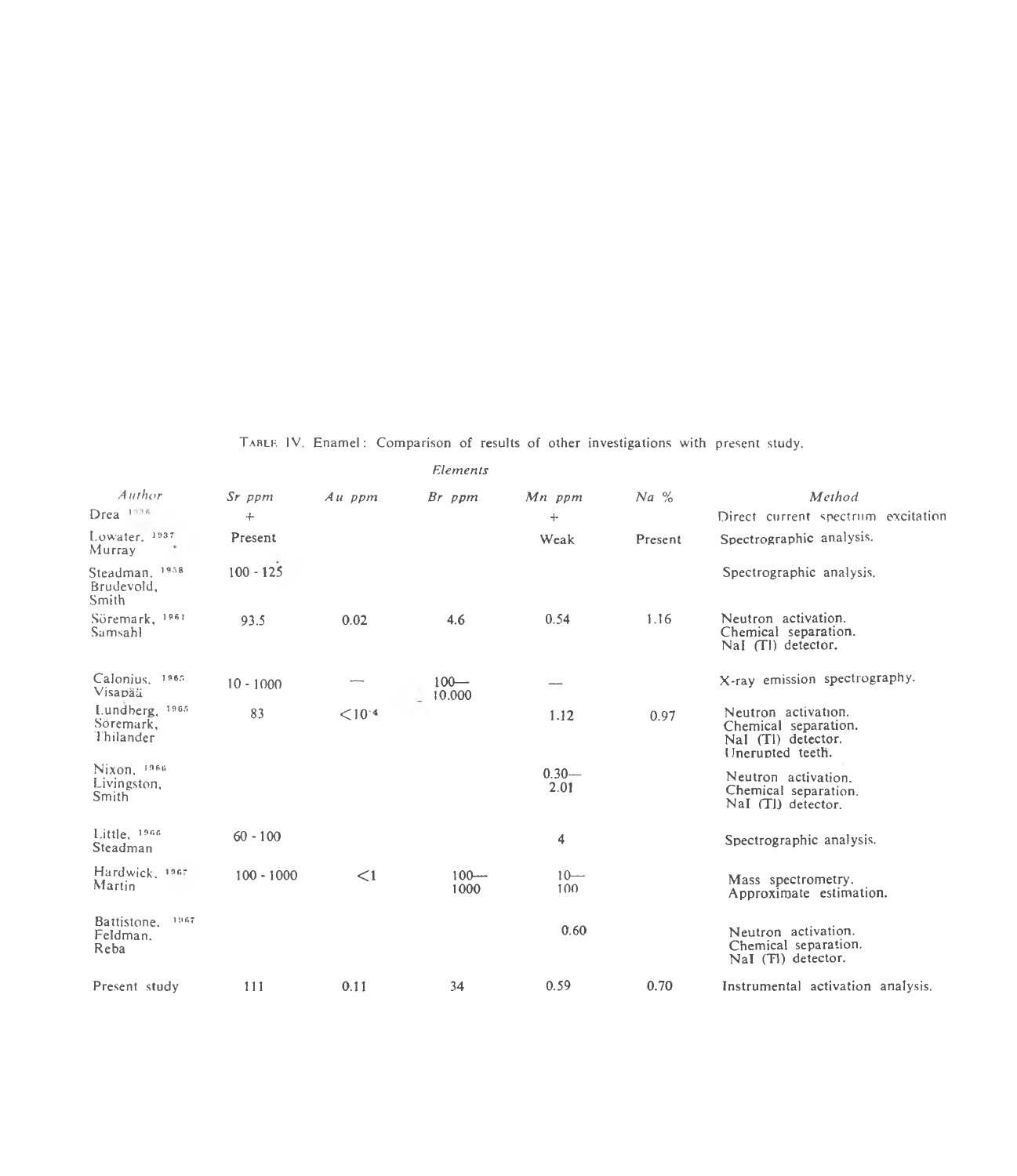TABLE IV. Enamel: Comparison of results of other investigations with present study.

| Author | Sr ppm | Au ppm | Br ppm | Mn ppm | Na % | Method |
|---|---|---|---|---|---|---|
| Drea 1936 | + | | | + | | Direct current spectrum excitation |
| Lowater, 1937 Murray | Present | | | Weak | Present | Spectrographic analysis. |
| Steadman, 1958 Brudevold, Smith | 100 - 125 | | | | | Spectrographic analysis. |
| Söremark, 1961 Samsahl | 93.5 | 0.02 | 4.6 | 0.54 | 1.16 | Neutron activation. Chemical separation. NaI (Tl) detector. |
| Calonius, 1965 Visapää | 10 - 1000 | — | 100—10.000 | — | | X-ray emission spectrography. |
| Lundberg, 1965 Söremark, Thilander | 83 | $<10^{-4}$ | | 1.12 | 0.97 | Neutron activation. Chemical separation. NaI (Tl) detector. Unerupted teeth. |
| Nixon, 1966 Livingston, Smith | | | | 0.30—2.01 | | Neutron activation. Chemical separation. NaI (Tl) detector. |
| Little, 1966 Steadman | 60 - 100 | | | 4 | | Spectrographic analysis. |
| Hardwick, 1967 Martin | 100 - 1000 | <1 | 100—1000 | 10—100 | | Mass spectrometry. Approximate estimation. |
| Battistone, 1967 Feldman, Reba | | | | 0.60 | | Neutron activation. Chemical separation. NaI (Tl) detector. |
| Present study | 111 | 0.11 | 34 | 0.59 | 0.70 | Instrumental activation analysis. |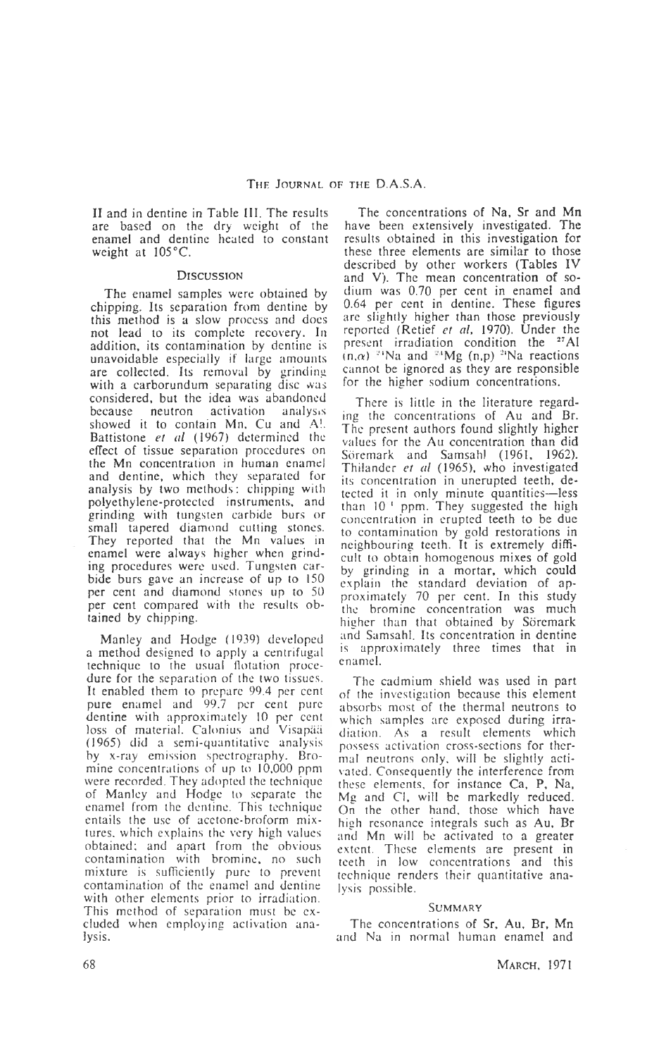II and in dentine in Table III. The results are based on the dry weight of the enamel and dentine heated to constant weight at 105°C.

## Discussion

The enamel samples were obtained by chipping. Its separation from dentine by this method is a slow process and does not lead to its complete recovery. In addition, its contamination by dentine is unavoidable especially if large amounts are collected. Its removal by grinding with a carborundum separating disc was considered, but the idea was abandoned because neutron activation analysis showed it to contain Mn, Cu and Al. Battistone *et al* (1967) determined the effect of tissue separation procedures on the Mn concentration in human enamel and dentine, which they separated for analysis by two methods: chipping with polyethylene-protected instruments, and grinding with tungsten carbide burs or small tapered diamond cutting stones. They reported that the Mn values in enamel were always higher when grinding procedures were used. Tungsten carbide burs gave an increase of up to 150 per cent and diamond stones up to 50 per cent compared with the results obtained by chipping.

Manley and Hodge (1939) developed a method designed to apply a centrifugal technique to the usual flotation procedure for the separation of the two tissues. It enabled them to prepare 99.4 per cent pure enamel and 99.7 per cent pure dentine with approximately 10 per cent loss of material. Calonius and Visapää (1965) did a semi-quantitative analysis by x-ray emission spectrography. Bromine concentrations of up to 10,000 ppm were recorded. They adopted the technique of Manley and Hodge to separate the enamel from the dentine. This technique entails the use of acetone-broform mixtures, which explains the very high values obtained; and apart from the obvious contamination with bromine, no such mixture is sufficiently pure to prevent contamination of the enamel and dentine with other elements prior to irradiation. This method of separation must be excluded when employing activation analysis.

The concentrations of Na, Sr and Mn have been extensively investigated. The results obtained in this investigation for these three elements are similar to those described by other workers (Tables IV and V). The mean concentration of sodium was 0.70 per cent in enamel and 0.64 per cent in dentine. These figures are slightly higher than those previously reported (Retief *et al*, 1970). Under the present irradiation condition the $^{27}Al$ $(n,\alpha)$ $^{24}Na$ and $^{24}Mg$ $(n,p)$ $^{24}Na$ reactions cannot be ignored as they are responsible for the higher sodium concentrations.

There is little in the literature regarding the concentrations of Au and Br. The present authors found slightly higher values for the Au concentration than did Söremark and Samsahl (1961, 1962). Thilander *et al* (1965), who investigated its concentration in unerupted teeth, detected it in only minute quantities—less than $10^{-4}$ ppm. They suggested the high concentration in erupted teeth to be due to contamination by gold restorations in neighbouring teeth. It is extremely difficult to obtain homogenous mixes of gold by grinding in a mortar, which could explain the standard deviation of approximately 70 per cent. In this study the bromine concentration was much higher than that obtained by Söremark and Samsahl. Its concentration in dentine is approximately three times that in enamel.

The cadmium shield was used in part of the investigation because this element absorbs most of the thermal neutrons to which samples are exposed during irradiation. As a result elements which possess activation cross-sections for thermal neutrons only, will be slightly activated. Consequently the interference from these elements, for instance Ca, P, Na, Mg and Cl, will be markedly reduced. On the other hand, those which have high resonance integrals such as Au, Br and Mn will be activated to a greater extent. These elements are present in teeth in low concentrations and this technique renders their quantitative analysis possible.

## Summary

The concentrations of Sr, Au, Br, Mn and Na in normal human enamel and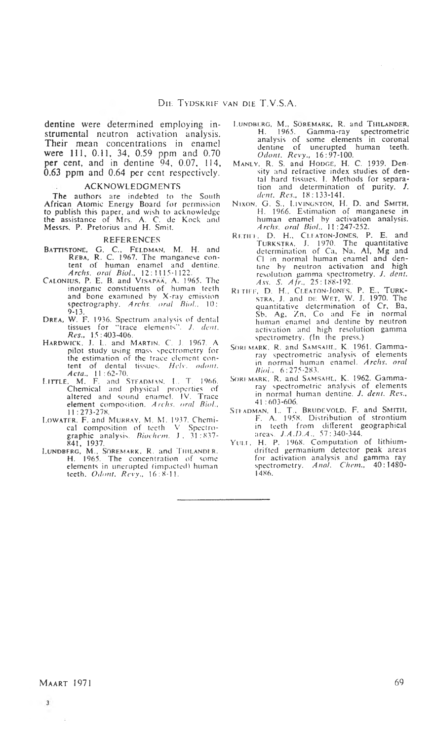dentine were determined employing instrumental neutron activation analysis. Their mean concentrations in enamel were 111, 0.11, 34, 0.59 ppm and 0.70 per cent, and in dentine 94, 0.07, 114, 0.63 ppm and 0.64 per cent respectively.

## ACKNOWLEDGMENTS

The authors are indebted to the South African Atomic Energy Board for permission to publish this paper, and wish to acknowledge the assistance of Mrs. A. C. de Kock and Messrs. P. Pretorius and H. Smit.

## REFERENCES

Battistone, G. C., Feldman, M. H. and Reba, R. C. 1967. The manganese content of human enamel and dentine. *Archs. oral Biol.*, 12:1115-1122.

Calonius, P. E. B. and Visapää, A. 1965. The inorganic constituents of human teeth and bone examined by X-ray emission spectrography. *Archs. oral Biol.*, 10: 9-13.

Drea, W. F. 1936. Spectrum analysis of dental tissues for "trace elements". *J. dent. Res.*, 15:403-406.

Hardwick, J. L. and Martin, C. J. 1967. A pilot study using mass spectrometry for the estimation of the trace element content of dental tissues. *Helv. odont. Acta.*, 11:62-70.

Little, M. F. and Steadman, L. T. 1966. Chemical and physical properties of altered and sound enamel. IV. Trace element composition. *Archs. oral Biol.*, 11:273-278.

Lowater, F. and Murray, M. M. 1937. Chemical composition of teeth V. Spectrographic analysis. *Biochem. J.*, 31:837-841, 1937.

Lundberg, M., Söremark, R. and Thilander, H. 1965. The concentration of some elements in unerupted (impacted) human teeth. *Odont. Revy.*, 16:8-11.

Lundberg, M., Söremark, R. and Thilander, H. 1965. Gamma-ray spectrometric analysis of some elements in coronal dentine of unerupted human teeth. *Odont. Revy.*, 16:97-100.

Manly, R. S. and Hodge, H. C. 1939. Density and refractive index studies of dental hard tissues. I. Methods for separation and determination of purity. *J. dent. Res.*, 18:133-141.

Nixon, G. S., Livingston, H. D. and Smith, H. 1966. Estimation of manganese in human enamel by activation analysis. *Archs. oral Biol.*, 11:247-252.

Retief, D. H., Cleaton-Jones, P. E. and Turkstra, J. 1970. The quantitative determination of Ca, Na, Al, Mg and Cl in normal human enamel and dentine by neutron activation and high resolution gamma spectrometry. *J. dent. Ass. S. Afr.*, 25:188-192.

Retief, D. H., Cleaton-Jones, P. E., Turkstra, J. and de Wet, W. J. 1970. The quantitative determination of Cr, Ba, Sb, Ag, Zn, Co and Fe in normal human enamel and dentine by neutron activation and high resolution gamma spectrometry. (In the press.)

Söremark, R. and Samsahl, K. 1961. Gamma-ray spectrometric analysis of elements in normal human enamel. *Archs. oral Biol.*, 6:275-283.

Söremark, R. and Samsahl, K. 1962. Gamma-ray spectrometric analysis of elements in normal human dentine. *J. dent. Res.*, 41:603-606.

Steadman, L. T., Brudevold, F. and Smith, F. A. 1958. Distribution of strontium in teeth from different geographical areas. *J.A.D.A.*, 57:340-344.

Yule, H. P. 1968. Computation of lithium-drifted germanium detector peak areas for activation analysis and gamma ray spectrometry. *Anal. Chem.*, 40:1480-1486.